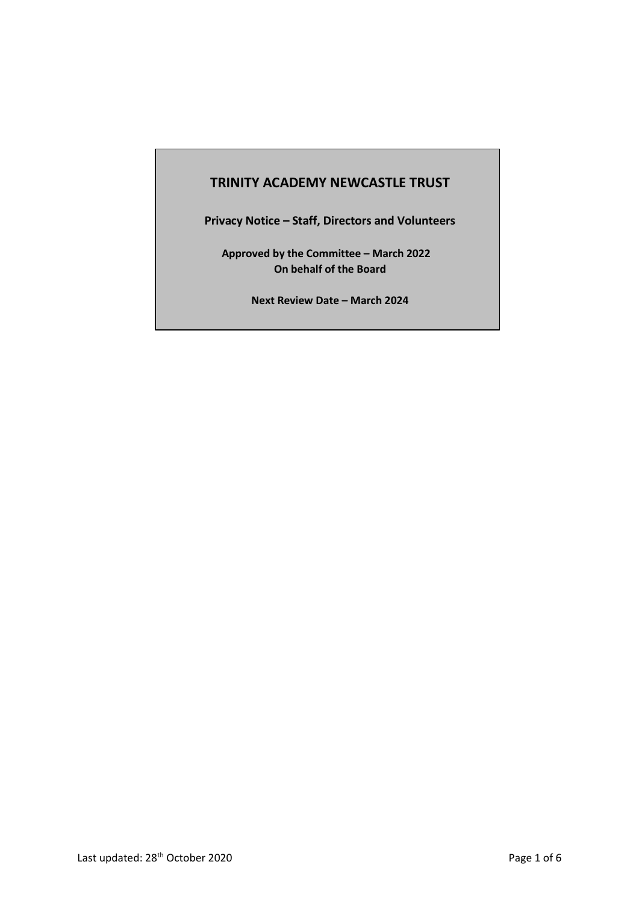# TRINITY ACADEMY NEWCASTLE TRUST

**Privacy Notice – Staff, Directors and Volunteers**

**Approved by the Committee – March 2022**
**On behalf of the Board**

**Next Review Date – March 2024**

Last updated: 28th October 2020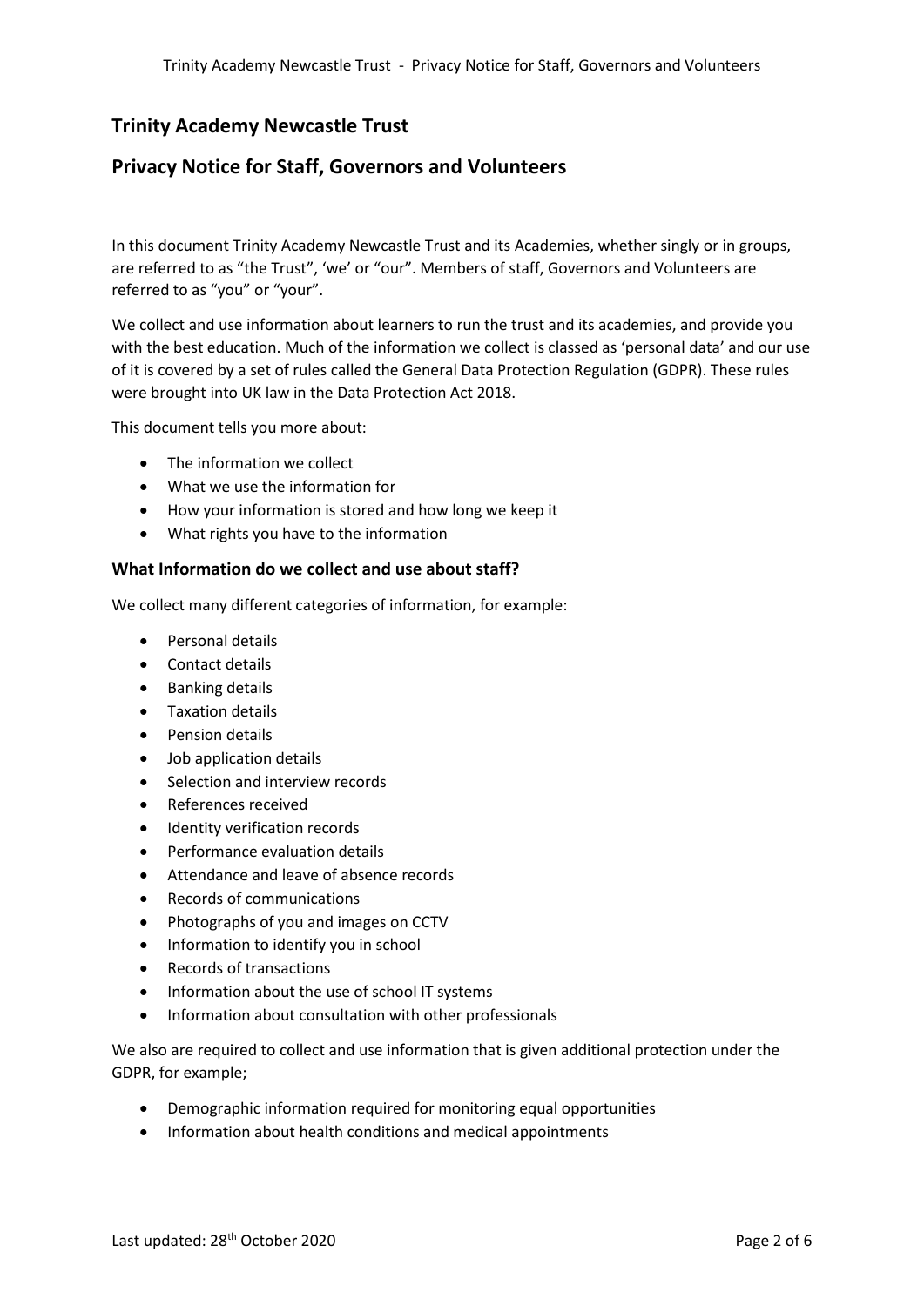# Trinity Academy Newcastle Trust

## Privacy Notice for Staff, Governors and Volunteers

In this document Trinity Academy Newcastle Trust and its Academies, whether singly or in groups, are referred to as "the Trust", 'we' or "our". Members of staff, Governors and Volunteers are referred to as "you" or "your".

We collect and use information about learners to run the trust and its academies, and provide you with the best education. Much of the information we collect is classed as 'personal data' and our use of it is covered by a set of rules called the General Data Protection Regulation (GDPR). These rules were brought into UK law in the Data Protection Act 2018.

This document tells you more about:

- The information we collect
- What we use the information for
- How your information is stored and how long we keep it
- What rights you have to the information

### What Information do we collect and use about staff?

We collect many different categories of information, for example:

- Personal details
- Contact details
- Banking details
- Taxation details
- Pension details
- Job application details
- Selection and interview records
- References received
- Identity verification records
- Performance evaluation details
- Attendance and leave of absence records
- Records of communications
- Photographs of you and images on CCTV
- Information to identify you in school
- Records of transactions
- Information about the use of school IT systems
- Information about consultation with other professionals

We also are required to collect and use information that is given additional protection under the GDPR, for example;

- Demographic information required for monitoring equal opportunities
- Information about health conditions and medical appointments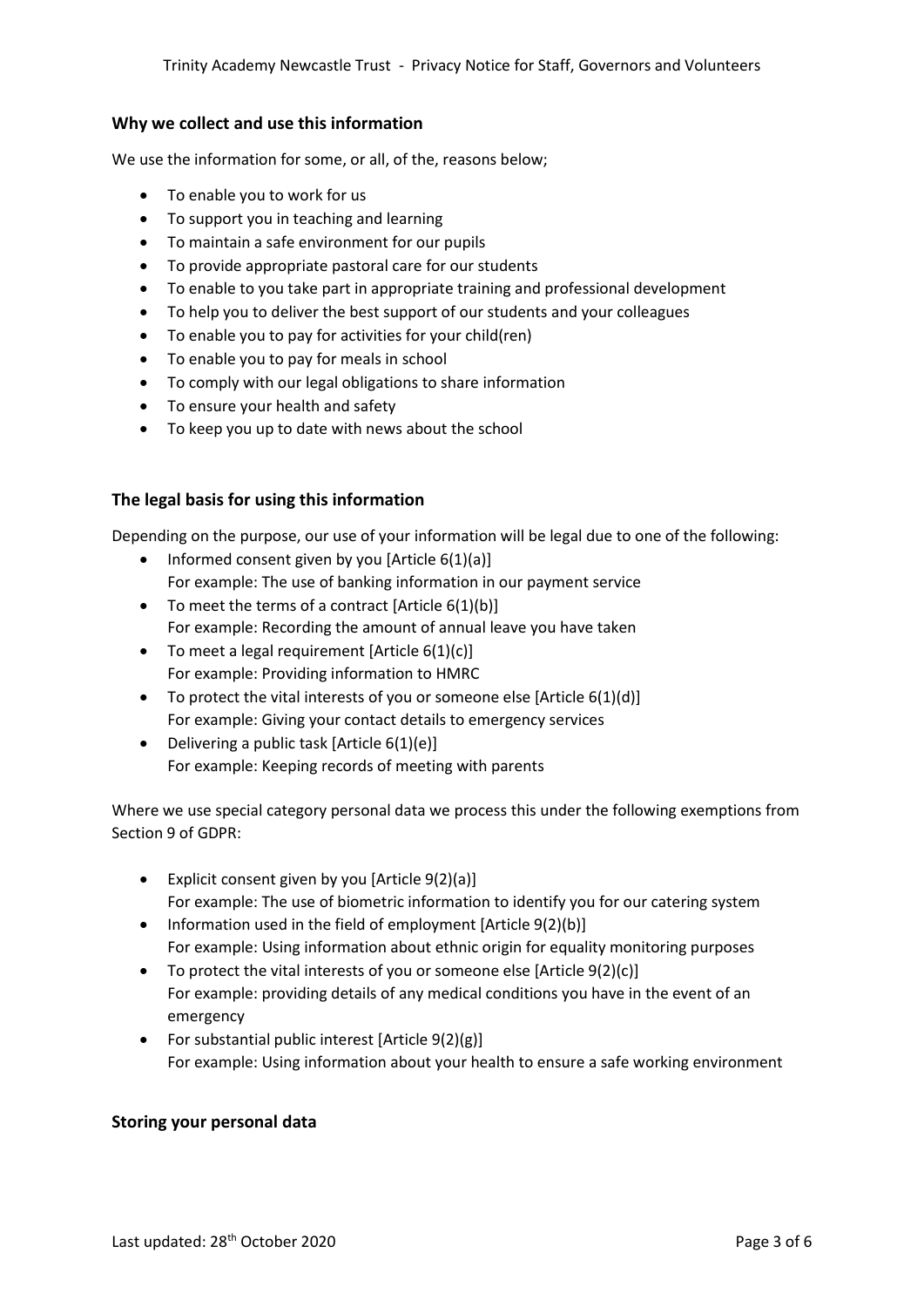## Why we collect and use this information

We use the information for some, or all, of the, reasons below;

- To enable you to work for us
- To support you in teaching and learning
- To maintain a safe environment for our pupils
- To provide appropriate pastoral care for our students
- To enable to you take part in appropriate training and professional development
- To help you to deliver the best support of our students and your colleagues
- To enable you to pay for activities for your child(ren)
- To enable you to pay for meals in school
- To comply with our legal obligations to share information
- To ensure your health and safety
- To keep you up to date with news about the school

## The legal basis for using this information

Depending on the purpose, our use of your information will be legal due to one of the following:

- Informed consent given by you [Article 6(1)(a)]
  For example: The use of banking information in our payment service
- To meet the terms of a contract [Article 6(1)(b)]
  For example: Recording the amount of annual leave you have taken
- To meet a legal requirement [Article 6(1)(c)]
  For example: Providing information to HMRC
- To protect the vital interests of you or someone else [Article 6(1)(d)]
  For example: Giving your contact details to emergency services
- Delivering a public task [Article 6(1)(e)]
  For example: Keeping records of meeting with parents

Where we use special category personal data we process this under the following exemptions from Section 9 of GDPR:

- Explicit consent given by you [Article 9(2)(a)]
  For example: The use of biometric information to identify you for our catering system
- Information used in the field of employment [Article 9(2)(b)]
  For example: Using information about ethnic origin for equality monitoring purposes
- To protect the vital interests of you or someone else [Article 9(2)(c)]
  For example: providing details of any medical conditions you have in the event of an emergency
- For substantial public interest [Article 9(2)(g)]
  For example: Using information about your health to ensure a safe working environment

## Storing your personal data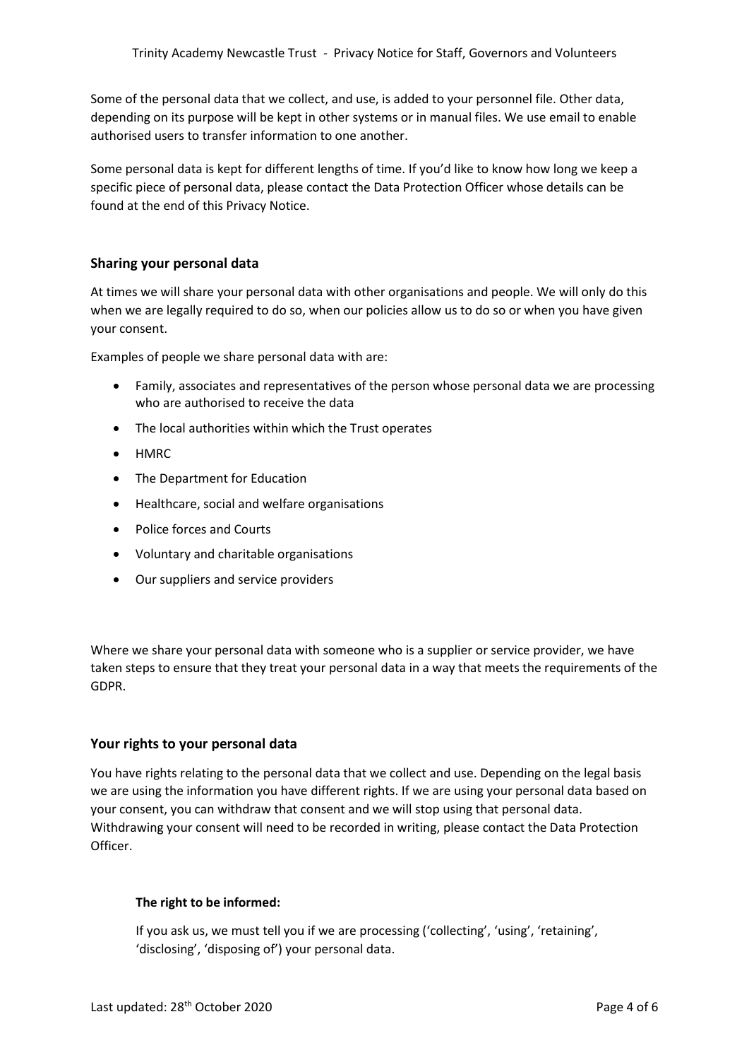Some of the personal data that we collect, and use, is added to your personnel file. Other data, depending on its purpose will be kept in other systems or in manual files. We use email to enable authorised users to transfer information to one another.

Some personal data is kept for different lengths of time. If you'd like to know how long we keep a specific piece of personal data, please contact the Data Protection Officer whose details can be found at the end of this Privacy Notice.

## Sharing your personal data

At times we will share your personal data with other organisations and people. We will only do this when we are legally required to do so, when our policies allow us to do so or when you have given your consent.

Examples of people we share personal data with are:

- Family, associates and representatives of the person whose personal data we are processing who are authorised to receive the data
- The local authorities within which the Trust operates
- HMRC
- The Department for Education
- Healthcare, social and welfare organisations
- Police forces and Courts
- Voluntary and charitable organisations
- Our suppliers and service providers

Where we share your personal data with someone who is a supplier or service provider, we have taken steps to ensure that they treat your personal data in a way that meets the requirements of the GDPR.

## Your rights to your personal data

You have rights relating to the personal data that we collect and use. Depending on the legal basis we are using the information you have different rights. If we are using your personal data based on your consent, you can withdraw that consent and we will stop using that personal data. Withdrawing your consent will need to be recorded in writing, please contact the Data Protection Officer.

**The right to be informed:**

If you ask us, we must tell you if we are processing ('collecting', 'using', 'retaining', 'disclosing', 'disposing of') your personal data.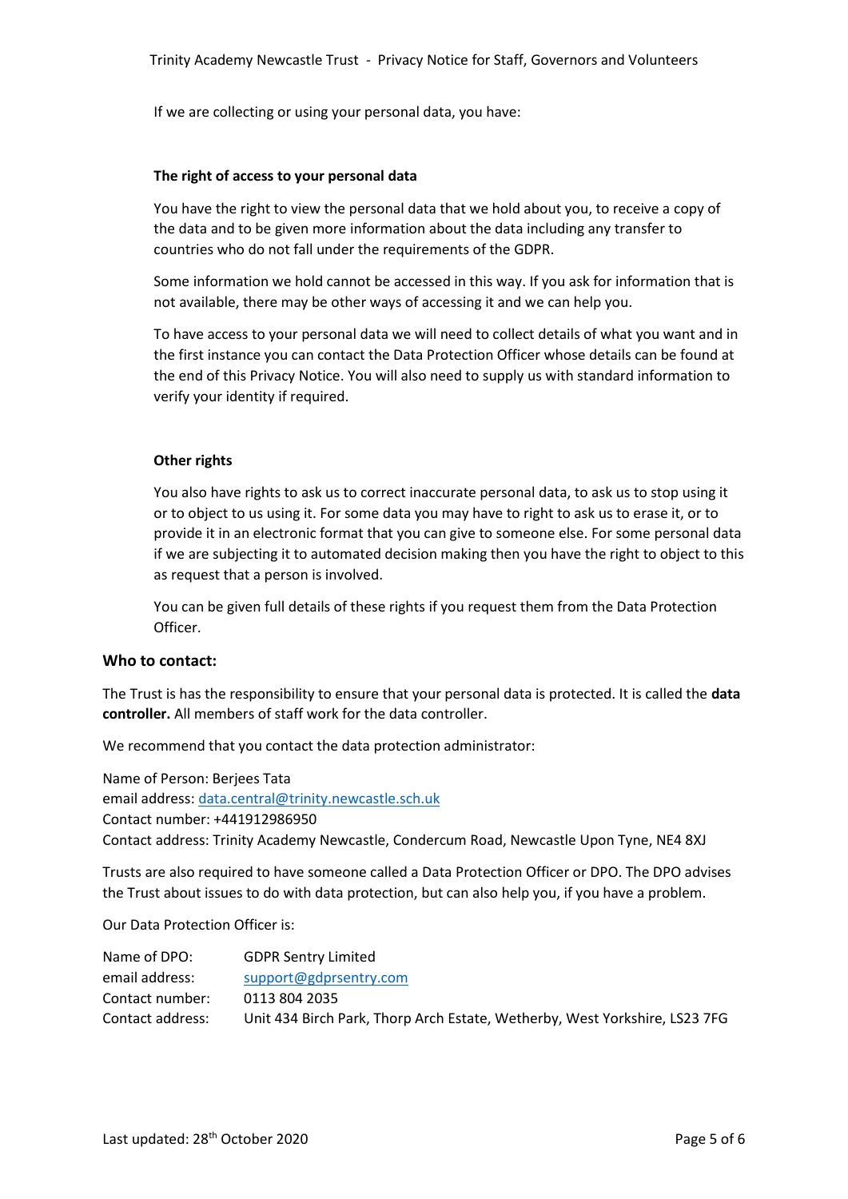If we are collecting or using your personal data, you have:

**The right of access to your personal data**

You have the right to view the personal data that we hold about you, to receive a copy of the data and to be given more information about the data including any transfer to countries who do not fall under the requirements of the GDPR.

Some information we hold cannot be accessed in this way. If you ask for information that is not available, there may be other ways of accessing it and we can help you.

To have access to your personal data we will need to collect details of what you want and in the first instance you can contact the Data Protection Officer whose details can be found at the end of this Privacy Notice. You will also need to supply us with standard information to verify your identity if required.

**Other rights**

You also have rights to ask us to correct inaccurate personal data, to ask us to stop using it or to object to us using it. For some data you may have to right to ask us to erase it, or to provide it in an electronic format that you can give to someone else. For some personal data if we are subjecting it to automated decision making then you have the right to object to this as request that a person is involved.

You can be given full details of these rights if you request them from the Data Protection Officer.

## Who to contact:

The Trust is has the responsibility to ensure that your personal data is protected. It is called the **data controller.** All members of staff work for the data controller.

We recommend that you contact the data protection administrator:

Name of Person: Berjees Tata
email address: data.central@trinity.newcastle.sch.uk
Contact number: +441912986950
Contact address: Trinity Academy Newcastle, Condercum Road, Newcastle Upon Tyne, NE4 8XJ

Trusts are also required to have someone called a Data Protection Officer or DPO. The DPO advises the Trust about issues to do with data protection, but can also help you, if you have a problem.

Our Data Protection Officer is:

| | |
|---|---|
| Name of DPO: | GDPR Sentry Limited |
| email address: | support@gdprsentry.com |
| Contact number: | 0113 804 2035 |
| Contact address: | Unit 434 Birch Park, Thorp Arch Estate, Wetherby, West Yorkshire, LS23 7FG |

Last updated: 28th October 2020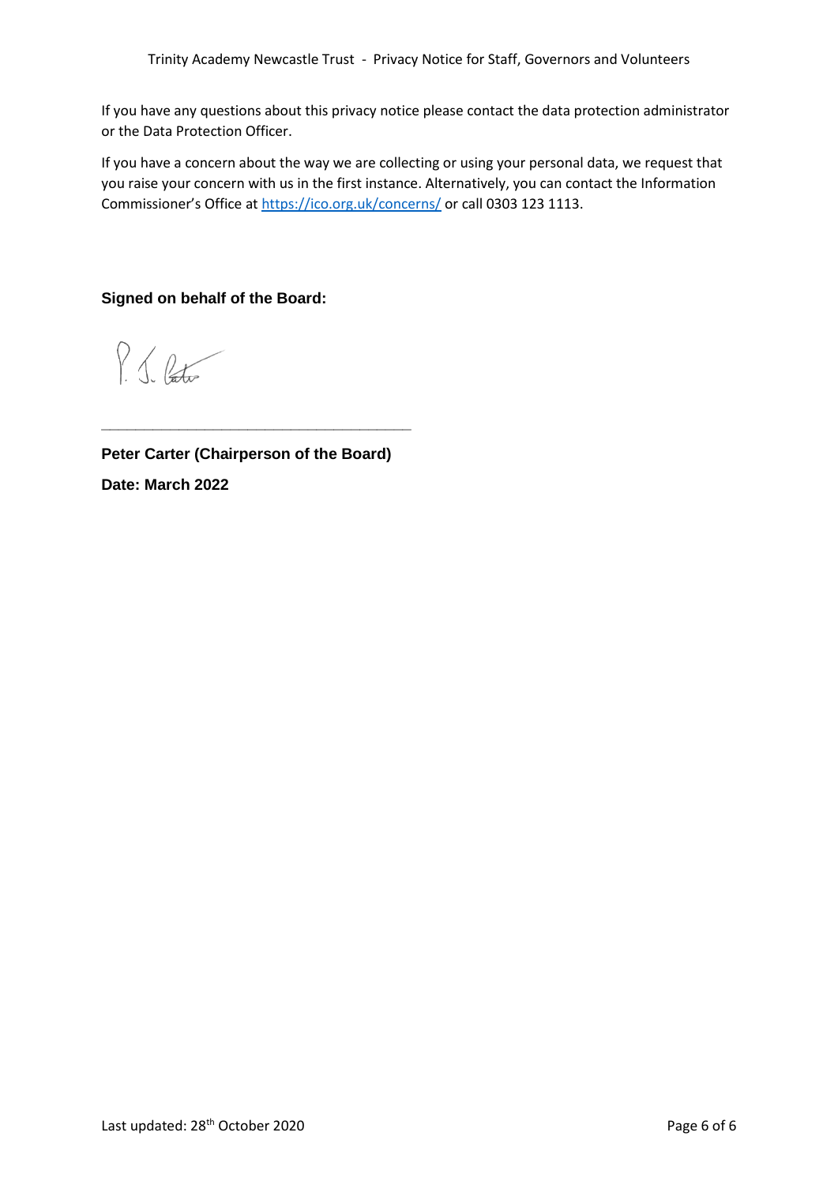If you have any questions about this privacy notice please contact the data protection administrator or the Data Protection Officer.

If you have a concern about the way we are collecting or using your personal data, we request that you raise your concern with us in the first instance. Alternatively, you can contact the Information Commissioner's Office at https://ico.org.uk/concerns/ or call 0303 123 1113.

**Signed on behalf of the Board:**

\_\_\_\_\_\_\_\_\_\_\_\_\_\_\_\_\_\_\_\_\_\_\_\_\_\_\_\_\_\_\_\_\_\_\_\_\_\_\_\_

**Peter Carter (Chairperson of the Board)**

**Date: March 2022**

Last updated: 28th October 2020